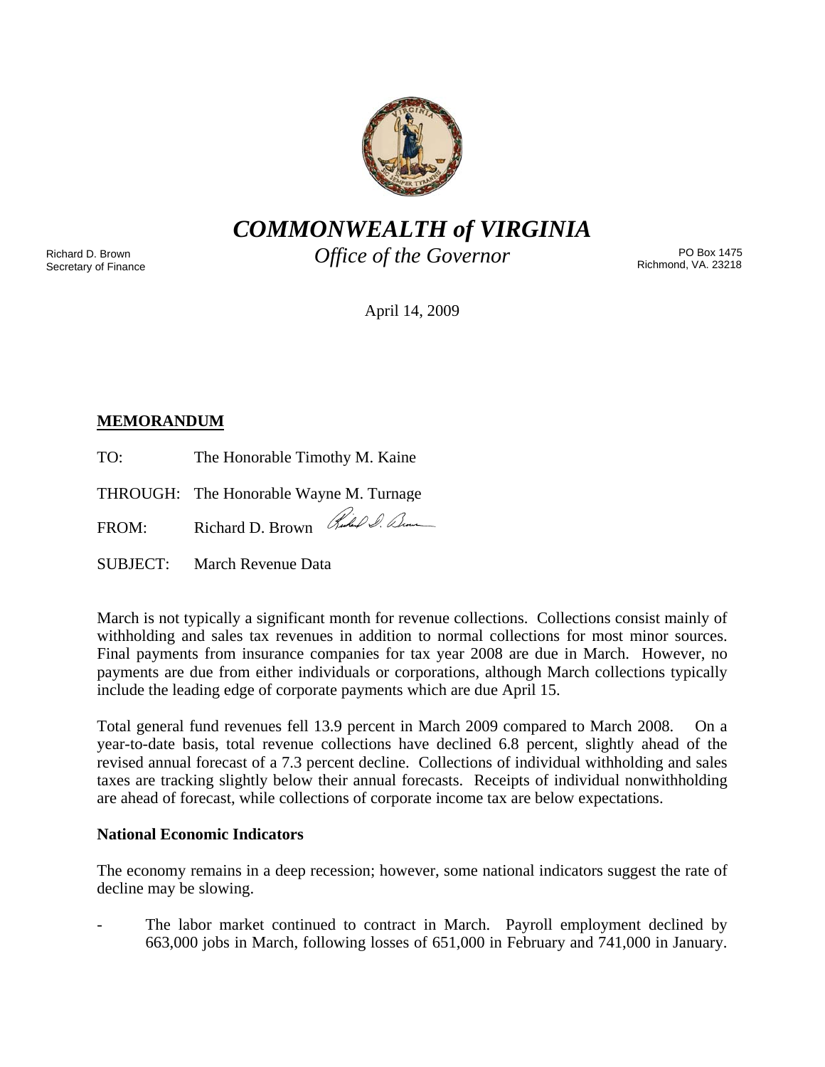# *COMMONWEALTH of VIRGINIA*

*Office of the Governor*

Richard D. Brown
Secretary of Finance

PO Box 1475
Richmond, VA. 23218

April 14, 2009

**MEMORANDUM**

TO: The Honorable Timothy M. Kaine

THROUGH: The Honorable Wayne M. Turnage

FROM: Richard D. Brown

SUBJECT: March Revenue Data

March is not typically a significant month for revenue collections. Collections consist mainly of withholding and sales tax revenues in addition to normal collections for most minor sources. Final payments from insurance companies for tax year 2008 are due in March. However, no payments are due from either individuals or corporations, although March collections typically include the leading edge of corporate payments which are due April 15.

Total general fund revenues fell 13.9 percent in March 2009 compared to March 2008. On a year-to-date basis, total revenue collections have declined 6.8 percent, slightly ahead of the revised annual forecast of a 7.3 percent decline. Collections of individual withholding and sales taxes are tracking slightly below their annual forecasts. Receipts of individual nonwithholding are ahead of forecast, while collections of corporate income tax are below expectations.

**National Economic Indicators**

The economy remains in a deep recession; however, some national indicators suggest the rate of decline may be slowing.

- The labor market continued to contract in March. Payroll employment declined by 663,000 jobs in March, following losses of 651,000 in February and 741,000 in January.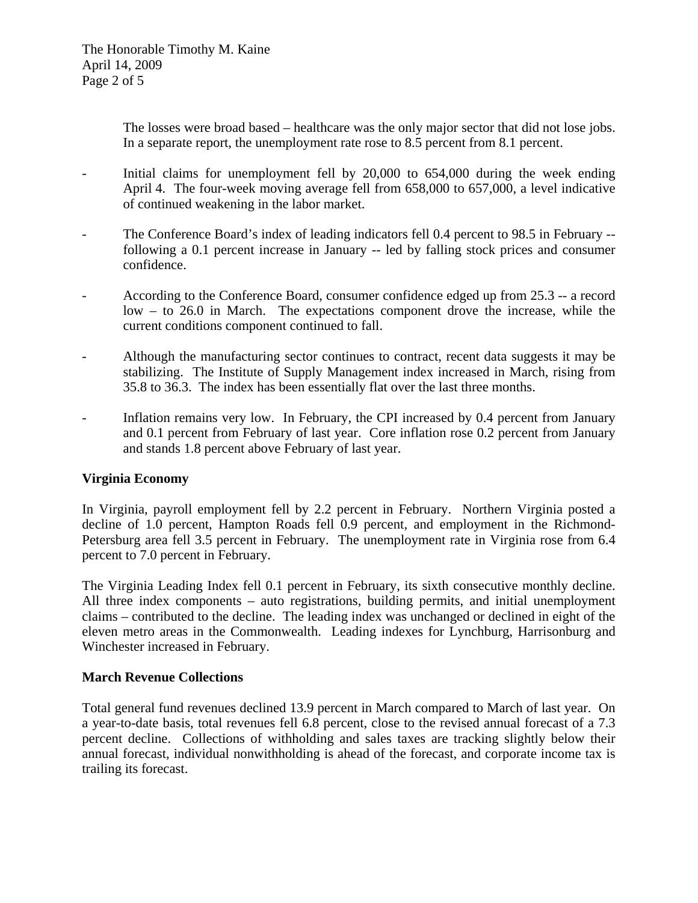The losses were broad based – healthcare was the only major sector that did not lose jobs. In a separate report, the unemployment rate rose to 8.5 percent from 8.1 percent.

- Initial claims for unemployment fell by 20,000 to 654,000 during the week ending April 4. The four-week moving average fell from 658,000 to 657,000, a level indicative of continued weakening in the labor market.

- The Conference Board's index of leading indicators fell 0.4 percent to 98.5 in February -- following a 0.1 percent increase in January -- led by falling stock prices and consumer confidence.

- According to the Conference Board, consumer confidence edged up from 25.3 -- a record low – to 26.0 in March. The expectations component drove the increase, while the current conditions component continued to fall.

- Although the manufacturing sector continues to contract, recent data suggests it may be stabilizing. The Institute of Supply Management index increased in March, rising from 35.8 to 36.3. The index has been essentially flat over the last three months.

- Inflation remains very low. In February, the CPI increased by 0.4 percent from January and 0.1 percent from February of last year. Core inflation rose 0.2 percent from January and stands 1.8 percent above February of last year.

**Virginia Economy**

In Virginia, payroll employment fell by 2.2 percent in February. Northern Virginia posted a decline of 1.0 percent, Hampton Roads fell 0.9 percent, and employment in the Richmond-Petersburg area fell 3.5 percent in February. The unemployment rate in Virginia rose from 6.4 percent to 7.0 percent in February.

The Virginia Leading Index fell 0.1 percent in February, its sixth consecutive monthly decline. All three index components – auto registrations, building permits, and initial unemployment claims – contributed to the decline. The leading index was unchanged or declined in eight of the eleven metro areas in the Commonwealth. Leading indexes for Lynchburg, Harrisonburg and Winchester increased in February.

**March Revenue Collections**

Total general fund revenues declined 13.9 percent in March compared to March of last year. On a year-to-date basis, total revenues fell 6.8 percent, close to the revised annual forecast of a 7.3 percent decline. Collections of withholding and sales taxes are tracking slightly below their annual forecast, individual nonwithholding is ahead of the forecast, and corporate income tax is trailing its forecast.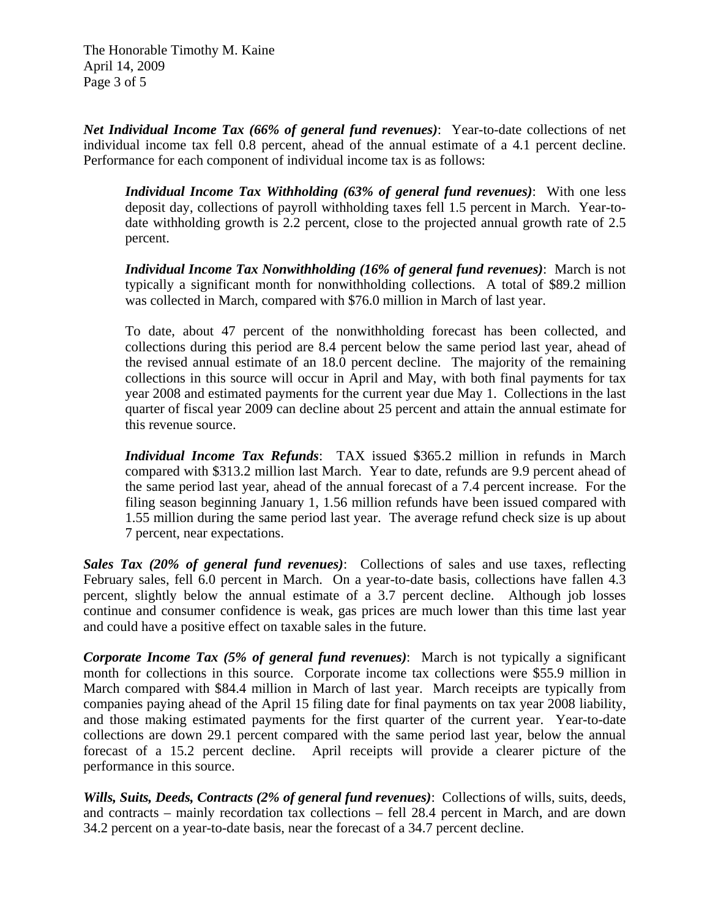***Net Individual Income Tax (66% of general fund revenues)***: Year-to-date collections of net individual income tax fell 0.8 percent, ahead of the annual estimate of a 4.1 percent decline. Performance for each component of individual income tax is as follows:

> ***Individual Income Tax Withholding (63% of general fund revenues)***: With one less deposit day, collections of payroll withholding taxes fell 1.5 percent in March. Year-to-date withholding growth is 2.2 percent, close to the projected annual growth rate of 2.5 percent.
>
> ***Individual Income Tax Nonwithholding (16% of general fund revenues)***: March is not typically a significant month for nonwithholding collections. A total of $89.2 million was collected in March, compared with $76.0 million in March of last year.
>
> To date, about 47 percent of the nonwithholding forecast has been collected, and collections during this period are 8.4 percent below the same period last year, ahead of the revised annual estimate of an 18.0 percent decline. The majority of the remaining collections in this source will occur in April and May, with both final payments for tax year 2008 and estimated payments for the current year due May 1. Collections in the last quarter of fiscal year 2009 can decline about 25 percent and attain the annual estimate for this revenue source.
>
> ***Individual Income Tax Refunds***: TAX issued $365.2 million in refunds in March compared with $313.2 million last March. Year to date, refunds are 9.9 percent ahead of the same period last year, ahead of the annual forecast of a 7.4 percent increase. For the filing season beginning January 1, 1.56 million refunds have been issued compared with 1.55 million during the same period last year. The average refund check size is up about 7 percent, near expectations.

***Sales Tax (20% of general fund revenues)***: Collections of sales and use taxes, reflecting February sales, fell 6.0 percent in March. On a year-to-date basis, collections have fallen 4.3 percent, slightly below the annual estimate of a 3.7 percent decline. Although job losses continue and consumer confidence is weak, gas prices are much lower than this time last year and could have a positive effect on taxable sales in the future.

***Corporate Income Tax (5% of general fund revenues)***: March is not typically a significant month for collections in this source. Corporate income tax collections were $55.9 million in March compared with $84.4 million in March of last year. March receipts are typically from companies paying ahead of the April 15 filing date for final payments on tax year 2008 liability, and those making estimated payments for the first quarter of the current year. Year-to-date collections are down 29.1 percent compared with the same period last year, below the annual forecast of a 15.2 percent decline. April receipts will provide a clearer picture of the performance in this source.

***Wills, Suits, Deeds, Contracts (2% of general fund revenues)***: Collections of wills, suits, deeds, and contracts – mainly recordation tax collections – fell 28.4 percent in March, and are down 34.2 percent on a year-to-date basis, near the forecast of a 34.7 percent decline.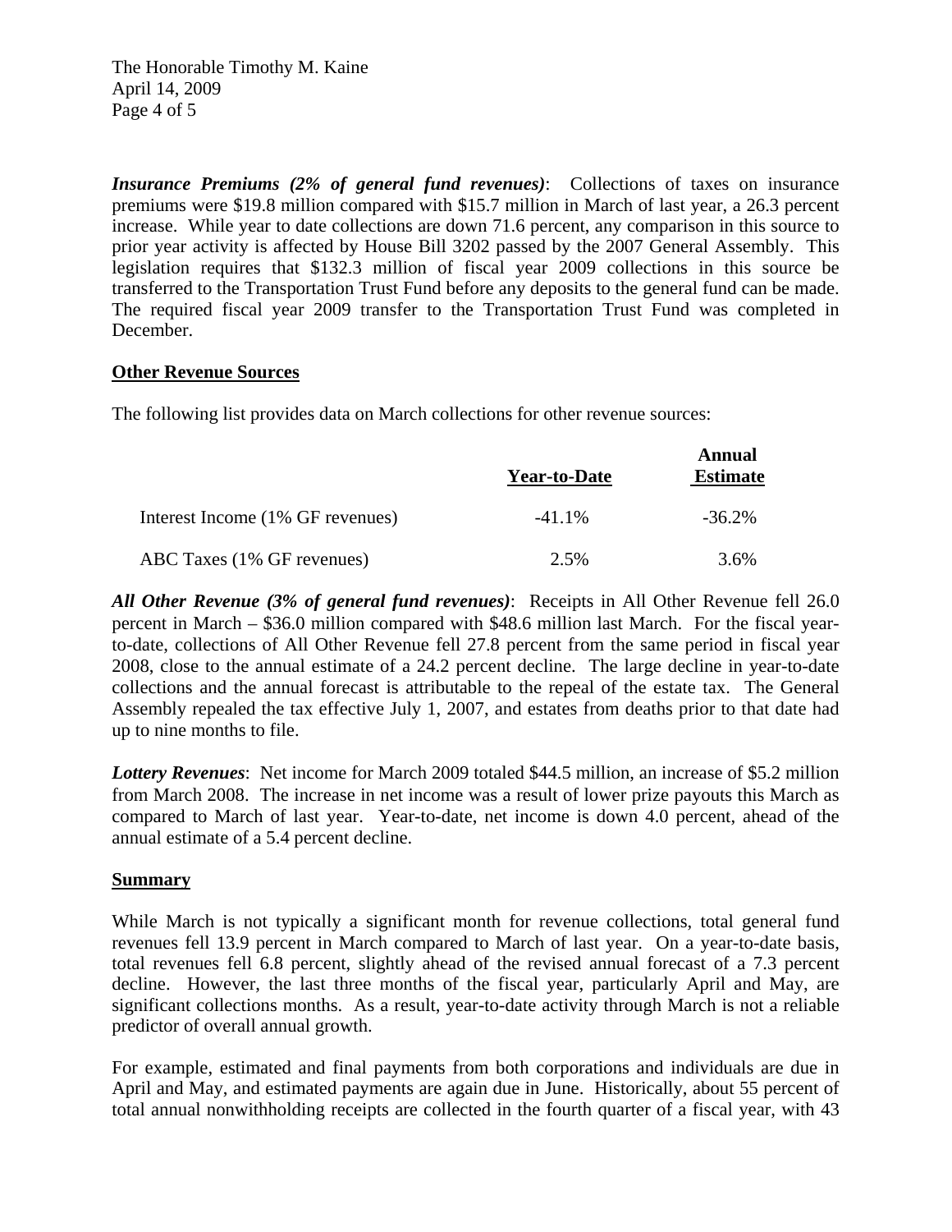***Insurance Premiums (2% of general fund revenues)***: Collections of taxes on insurance premiums were $19.8 million compared with $15.7 million in March of last year, a 26.3 percent increase. While year to date collections are down 71.6 percent, any comparison in this source to prior year activity is affected by House Bill 3202 passed by the 2007 General Assembly. This legislation requires that $132.3 million of fiscal year 2009 collections in this source be transferred to the Transportation Trust Fund before any deposits to the general fund can be made. The required fiscal year 2009 transfer to the Transportation Trust Fund was completed in December.

**Other Revenue Sources**

The following list provides data on March collections for other revenue sources:

| | Year-to-Date | Annual Estimate |
|---|---|---|
| Interest Income (1% GF revenues) | -41.1% | -36.2% |
| ABC Taxes (1% GF revenues) | 2.5% | 3.6% |

***All Other Revenue (3% of general fund revenues)***: Receipts in All Other Revenue fell 26.0 percent in March – $36.0 million compared with $48.6 million last March. For the fiscal year-to-date, collections of All Other Revenue fell 27.8 percent from the same period in fiscal year 2008, close to the annual estimate of a 24.2 percent decline. The large decline in year-to-date collections and the annual forecast is attributable to the repeal of the estate tax. The General Assembly repealed the tax effective July 1, 2007, and estates from deaths prior to that date had up to nine months to file.

***Lottery Revenues***: Net income for March 2009 totaled $44.5 million, an increase of $5.2 million from March 2008. The increase in net income was a result of lower prize payouts this March as compared to March of last year. Year-to-date, net income is down 4.0 percent, ahead of the annual estimate of a 5.4 percent decline.

**Summary**

While March is not typically a significant month for revenue collections, total general fund revenues fell 13.9 percent in March compared to March of last year. On a year-to-date basis, total revenues fell 6.8 percent, slightly ahead of the revised annual forecast of a 7.3 percent decline. However, the last three months of the fiscal year, particularly April and May, are significant collections months. As a result, year-to-date activity through March is not a reliable predictor of overall annual growth.

For example, estimated and final payments from both corporations and individuals are due in April and May, and estimated payments are again due in June. Historically, about 55 percent of total annual nonwithholding receipts are collected in the fourth quarter of a fiscal year, with 43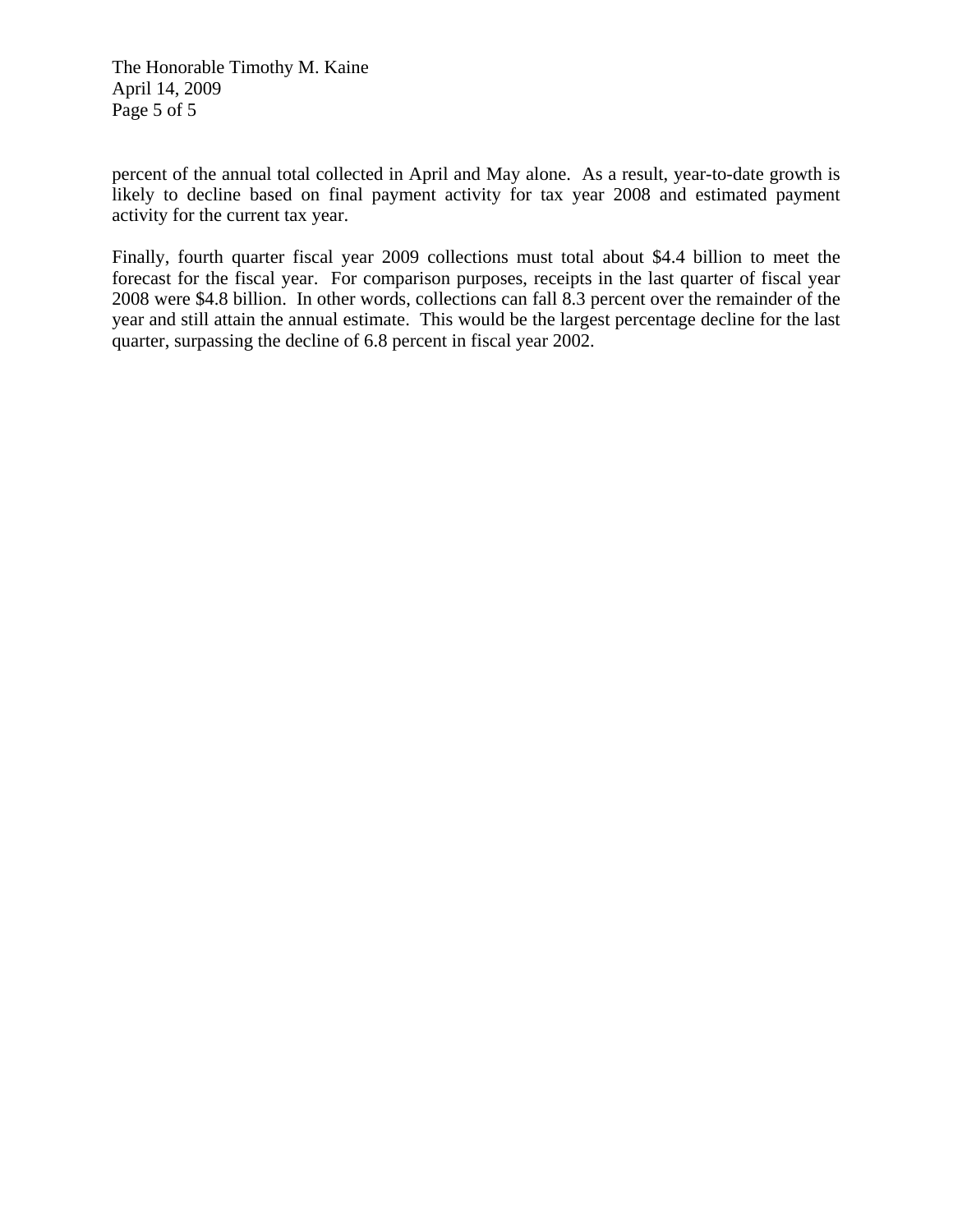percent of the annual total collected in April and May alone. As a result, year-to-date growth is likely to decline based on final payment activity for tax year 2008 and estimated payment activity for the current tax year.

Finally, fourth quarter fiscal year 2009 collections must total about $4.4 billion to meet the forecast for the fiscal year. For comparison purposes, receipts in the last quarter of fiscal year 2008 were $4.8 billion. In other words, collections can fall 8.3 percent over the remainder of the year and still attain the annual estimate. This would be the largest percentage decline for the last quarter, surpassing the decline of 6.8 percent in fiscal year 2002.